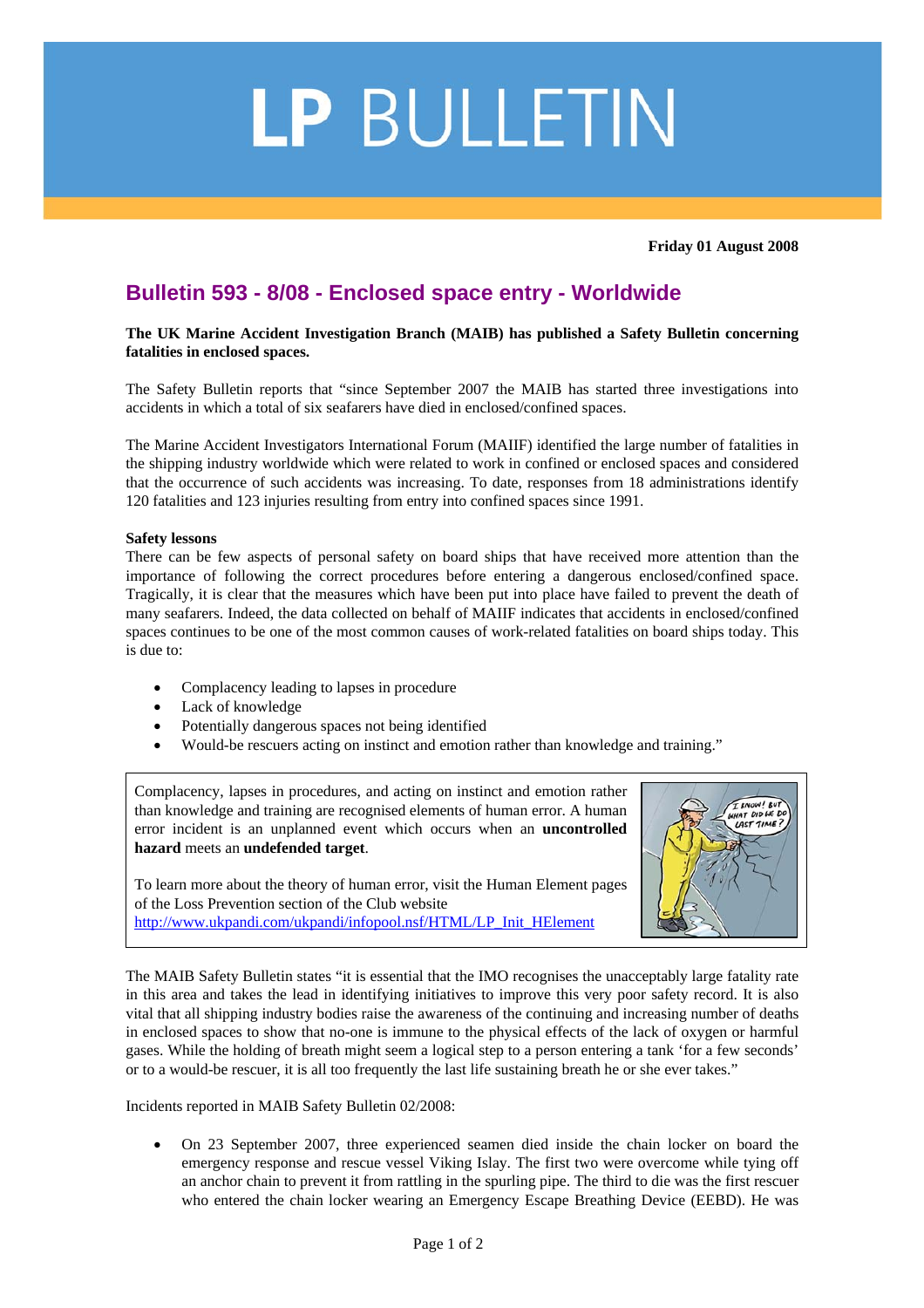# LP BULLETIN

**Friday 01 August 2008**

## Bulletin 593 - 8/08 - Enclosed space entry - Worldwide

**The UK Marine Accident Investigation Branch (MAIB) has published a Safety Bulletin concerning fatalities in enclosed spaces.**

The Safety Bulletin reports that "since September 2007 the MAIB has started three investigations into accidents in which a total of six seafarers have died in enclosed/confined spaces.

The Marine Accident Investigators International Forum (MAIIF) identified the large number of fatalities in the shipping industry worldwide which were related to work in confined or enclosed spaces and considered that the occurrence of such accidents was increasing. To date, responses from 18 administrations identify 120 fatalities and 123 injuries resulting from entry into confined spaces since 1991.

**Safety lessons**

There can be few aspects of personal safety on board ships that have received more attention than the importance of following the correct procedures before entering a dangerous enclosed/confined space. Tragically, it is clear that the measures which have been put into place have failed to prevent the death of many seafarers. Indeed, the data collected on behalf of MAIIF indicates that accidents in enclosed/confined spaces continues to be one of the most common causes of work-related fatalities on board ships today. This is due to:

- Complacency leading to lapses in procedure
- Lack of knowledge
- Potentially dangerous spaces not being identified
- Would-be rescuers acting on instinct and emotion rather than knowledge and training."

Complacency, lapses in procedures, and acting on instinct and emotion rather than knowledge and training are recognised elements of human error. A human error incident is an unplanned event which occurs when an **uncontrolled hazard** meets an **undefended target**.

To learn more about the theory of human error, visit the Human Element pages of the Loss Prevention section of the Club website
http://www.ukpandi.com/ukpandi/infopool.nsf/HTML/LP_Init_HElement

The MAIB Safety Bulletin states "it is essential that the IMO recognises the unacceptably large fatality rate in this area and takes the lead in identifying initiatives to improve this very poor safety record. It is also vital that all shipping industry bodies raise the awareness of the continuing and increasing number of deaths in enclosed spaces to show that no-one is immune to the physical effects of the lack of oxygen or harmful gases. While the holding of breath might seem a logical step to a person entering a tank 'for a few seconds' or to a would-be rescuer, it is all too frequently the last life sustaining breath he or she ever takes."

Incidents reported in MAIB Safety Bulletin 02/2008:

- On 23 September 2007, three experienced seamen died inside the chain locker on board the emergency response and rescue vessel Viking Islay. The first two were overcome while tying off an anchor chain to prevent it from rattling in the spurling pipe. The third to die was the first rescuer who entered the chain locker wearing an Emergency Escape Breathing Device (EEBD). He was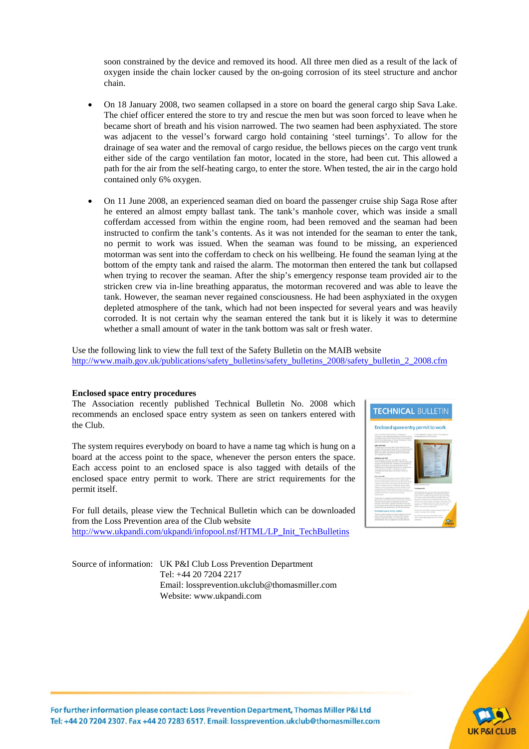soon constrained by the device and removed its hood. All three men died as a result of the lack of oxygen inside the chain locker caused by the on-going corrosion of its steel structure and anchor chain.

- On 18 January 2008, two seamen collapsed in a store on board the general cargo ship Sava Lake. The chief officer entered the store to try and rescue the men but was soon forced to leave when he became short of breath and his vision narrowed. The two seamen had been asphyxiated. The store was adjacent to the vessel's forward cargo hold containing 'steel turnings'. To allow for the drainage of sea water and the removal of cargo residue, the bellows pieces on the cargo vent trunk either side of the cargo ventilation fan motor, located in the store, had been cut. This allowed a path for the air from the self-heating cargo, to enter the store. When tested, the air in the cargo hold contained only 6% oxygen.

- On 11 June 2008, an experienced seaman died on board the passenger cruise ship Saga Rose after he entered an almost empty ballast tank. The tank's manhole cover, which was inside a small cofferdam accessed from within the engine room, had been removed and the seaman had been instructed to confirm the tank's contents. As it was not intended for the seaman to enter the tank, no permit to work was issued. When the seaman was found to be missing, an experienced motorman was sent into the cofferdam to check on his wellbeing. He found the seaman lying at the bottom of the empty tank and raised the alarm. The motorman then entered the tank but collapsed when trying to recover the seaman. After the ship's emergency response team provided air to the stricken crew via in-line breathing apparatus, the motorman recovered and was able to leave the tank. However, the seaman never regained consciousness. He had been asphyxiated in the oxygen depleted atmosphere of the tank, which had not been inspected for several years and was heavily corroded. It is not certain why the seaman entered the tank but it is likely it was to determine whether a small amount of water in the tank bottom was salt or fresh water.

Use the following link to view the full text of the Safety Bulletin on the MAIB website
http://www.maib.gov.uk/publications/safety_bulletins/safety_bulletins_2008/safety_bulletin_2_2008.cfm

**Enclosed space entry procedures**

The Association recently published Technical Bulletin No. 2008 which recommends an enclosed space entry system as seen on tankers entered with the Club.

The system requires everybody on board to have a name tag which is hung on a board at the access point to the space, whenever the person enters the space. Each access point to an enclosed space is also tagged with details of the enclosed space entry permit to work. There are strict requirements for the permit itself.

For full details, please view the Technical Bulletin which can be downloaded from the Loss Prevention area of the Club website
http://www.ukpandi.com/ukpandi/infopool.nsf/HTML/LP_Init_TechBulletins

Source of information: UK P&I Club Loss Prevention Department
Tel: +44 20 7204 2217
Email: lossprevention.ukclub@thomasmiller.com
Website: www.ukpandi.com

For further information please contact: Loss Prevention Department, Thomas Miller P&I Ltd
Tel: +44 20 7204 2307. Fax +44 20 7283 6517. Email: lossprevention.ukclub@thomasmiller.com